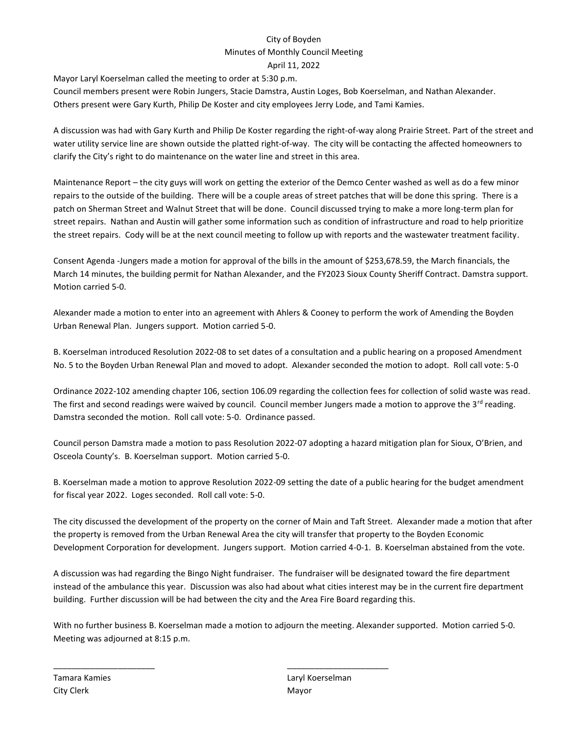# City of Boyden

## Minutes of Monthly Council Meeting

### April 11, 2022

Mayor Laryl Koerselman called the meeting to order at 5:30 p.m.
Council members present were Robin Jungers, Stacie Damstra, Austin Loges, Bob Koerselman, and Nathan Alexander.
Others present were Gary Kurth, Philip De Koster and city employees Jerry Lode, and Tami Kamies.

A discussion was had with Gary Kurth and Philip De Koster regarding the right-of-way along Prairie Street. Part of the street and water utility service line are shown outside the platted right-of-way. The city will be contacting the affected homeowners to clarify the City's right to do maintenance on the water line and street in this area.

Maintenance Report – the city guys will work on getting the exterior of the Demco Center washed as well as do a few minor repairs to the outside of the building. There will be a couple areas of street patches that will be done this spring. There is a patch on Sherman Street and Walnut Street that will be done. Council discussed trying to make a more long-term plan for street repairs. Nathan and Austin will gather some information such as condition of infrastructure and road to help prioritize the street repairs. Cody will be at the next council meeting to follow up with reports and the wastewater treatment facility.

Consent Agenda -Jungers made a motion for approval of the bills in the amount of $253,678.59, the March financials, the March 14 minutes, the building permit for Nathan Alexander, and the FY2023 Sioux County Sheriff Contract. Damstra support. Motion carried 5-0.

Alexander made a motion to enter into an agreement with Ahlers & Cooney to perform the work of Amending the Boyden Urban Renewal Plan. Jungers support. Motion carried 5-0.

B. Koerselman introduced Resolution 2022-08 to set dates of a consultation and a public hearing on a proposed Amendment No. 5 to the Boyden Urban Renewal Plan and moved to adopt. Alexander seconded the motion to adopt. Roll call vote: 5-0

Ordinance 2022-102 amending chapter 106, section 106.09 regarding the collection fees for collection of solid waste was read. The first and second readings were waived by council. Council member Jungers made a motion to approve the 3rd reading. Damstra seconded the motion. Roll call vote: 5-0. Ordinance passed.

Council person Damstra made a motion to pass Resolution 2022-07 adopting a hazard mitigation plan for Sioux, O'Brien, and Osceola County's. B. Koerselman support. Motion carried 5-0.

B. Koerselman made a motion to approve Resolution 2022-09 setting the date of a public hearing for the budget amendment for fiscal year 2022. Loges seconded. Roll call vote: 5-0.

The city discussed the development of the property on the corner of Main and Taft Street. Alexander made a motion that after the property is removed from the Urban Renewal Area the city will transfer that property to the Boyden Economic Development Corporation for development. Jungers support. Motion carried 4-0-1. B. Koerselman abstained from the vote.

A discussion was had regarding the Bingo Night fundraiser. The fundraiser will be designated toward the fire department instead of the ambulance this year. Discussion was also had about what cities interest may be in the current fire department building. Further discussion will be had between the city and the Area Fire Board regarding this.

With no further business B. Koerselman made a motion to adjourn the meeting. Alexander supported. Motion carried 5-0. Meeting was adjourned at 8:15 p.m.

______________________
Tamara Kamies
City Clerk

______________________
Laryl Koerselman
Mayor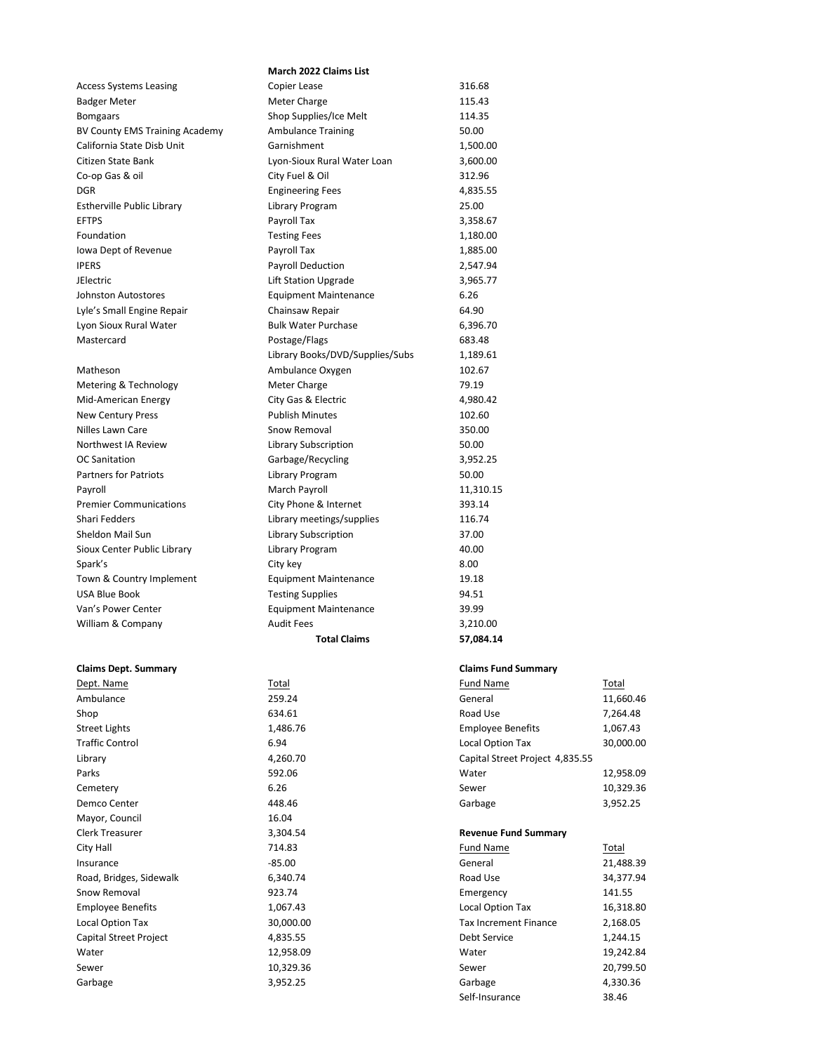## March 2022 Claims List

| | | |
|---|---|---|
| Access Systems Leasing | Copier Lease | 316.68 |
| Badger Meter | Meter Charge | 115.43 |
| Bomgaars | Shop Supplies/Ice Melt | 114.35 |
| BV County EMS Training Academy | Ambulance Training | 50.00 |
| California State Disb Unit | Garnishment | 1,500.00 |
| Citizen State Bank | Lyon-Sioux Rural Water Loan | 3,600.00 |
| Co-op Gas & oil | City Fuel & Oil | 312.96 |
| DGR | Engineering Fees | 4,835.55 |
| Estherville Public Library | Library Program | 25.00 |
| EFTPS | Payroll Tax | 3,358.67 |
| Foundation | Testing Fees | 1,180.00 |
| Iowa Dept of Revenue | Payroll Tax | 1,885.00 |
| IPERS | Payroll Deduction | 2,547.94 |
| JElectric | Lift Station Upgrade | 3,965.77 |
| Johnston Autostores | Equipment Maintenance | 6.26 |
| Lyle's Small Engine Repair | Chainsaw Repair | 64.90 |
| Lyon Sioux Rural Water | Bulk Water Purchase | 6,396.70 |
| Mastercard | Postage/Flags | 683.48 |
| | Library Books/DVD/Supplies/Subs | 1,189.61 |
| Matheson | Ambulance Oxygen | 102.67 |
| Metering & Technology | Meter Charge | 79.19 |
| Mid-American Energy | City Gas & Electric | 4,980.42 |
| New Century Press | Publish Minutes | 102.60 |
| Nilles Lawn Care | Snow Removal | 350.00 |
| Northwest IA Review | Library Subscription | 50.00 |
| OC Sanitation | Garbage/Recycling | 3,952.25 |
| Partners for Patriots | Library Program | 50.00 |
| Payroll | March Payroll | 11,310.15 |
| Premier Communications | City Phone & Internet | 393.14 |
| Shari Fedders | Library meetings/supplies | 116.74 |
| Sheldon Mail Sun | Library Subscription | 37.00 |
| Sioux Center Public Library | Library Program | 40.00 |
| Spark's | City key | 8.00 |
| Town & Country Implement | Equipment Maintenance | 19.18 |
| USA Blue Book | Testing Supplies | 94.51 |
| Van's Power Center | Equipment Maintenance | 39.99 |
| William & Company | Audit Fees | 3,210.00 |
| | **Total Claims** | **57,084.14** |

**Claims Dept. Summary**

| Dept. Name | Total |
|---|---|
| Ambulance | 259.24 |
| Shop | 634.61 |
| Street Lights | 1,486.76 |
| Traffic Control | 6.94 |
| Library | 4,260.70 |
| Parks | 592.06 |
| Cemetery | 6.26 |
| Demco Center | 448.46 |
| Mayor, Council | 16.04 |
| Clerk Treasurer | 3,304.54 |
| City Hall | 714.83 |
| Insurance | -85.00 |
| Road, Bridges, Sidewalk | 6,340.74 |
| Snow Removal | 923.74 |
| Employee Benefits | 1,067.43 |
| Local Option Tax | 30,000.00 |
| Capital Street Project | 4,835.55 |
| Water | 12,958.09 |
| Sewer | 10,329.36 |
| Garbage | 3,952.25 |

**Claims Fund Summary**

| Fund Name | Total |
|---|---|
| General | 11,660.46 |
| Road Use | 7,264.48 |
| Employee Benefits | 1,067.43 |
| Local Option Tax | 30,000.00 |
| Capital Street Project | 4,835.55 |
| Water | 12,958.09 |
| Sewer | 10,329.36 |
| Garbage | 3,952.25 |

**Revenue Fund Summary**

| Fund Name | Total |
|---|---|
| General | 21,488.39 |
| Road Use | 34,377.94 |
| Emergency | 141.55 |
| Local Option Tax | 16,318.80 |
| Tax Increment Finance | 2,168.05 |
| Debt Service | 1,244.15 |
| Water | 19,242.84 |
| Sewer | 20,799.50 |
| Garbage | 4,330.36 |
| Self-Insurance | 38.46 |